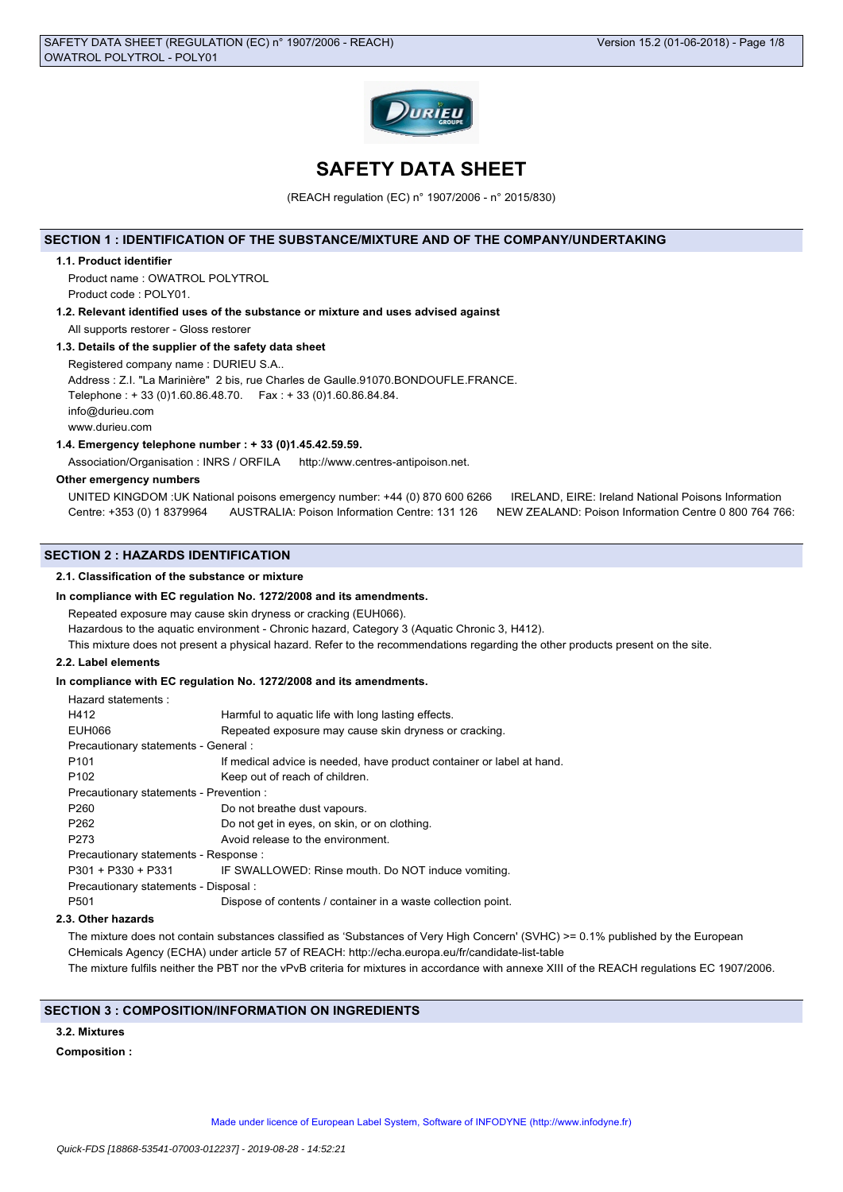# SAFETY DATA SHEET

(REACH regulation (EC) n° 1907/2006 - n° 2015/830)

## SECTION 1 : IDENTIFICATION OF THE SUBSTANCE/MIXTURE AND OF THE COMPANY/UNDERTAKING

### 1.1. Product identifier

Product name : OWATROL POLYTROL

Product code : POLY01.

### 1.2. Relevant identified uses of the substance or mixture and uses advised against

All supports restorer - Gloss restorer

### 1.3. Details of the supplier of the safety data sheet

Registered company name : DURIEU S.A..

Address : Z.I. "La Marinière" 2 bis, rue Charles de Gaulle.91070.BONDOUFLE.FRANCE.

Telephone : + 33 (0)1.60.86.48.70. Fax : + 33 (0)1.60.86.84.84.

info@durieu.com

www.durieu.com

### 1.4. Emergency telephone number : + 33 (0)1.45.42.59.59.

Association/Organisation : INRS / ORFILA http://www.centres-antipoison.net.

**Other emergency numbers**

UNITED KINGDOM :UK National poisons emergency number: +44 (0) 870 600 6266 IRELAND, EIRE: Ireland National Poisons Information Centre: +353 (0) 1 8379964 AUSTRALIA: Poison Information Centre: 131 126 NEW ZEALAND: Poison Information Centre 0 800 764 766:

## SECTION 2 : HAZARDS IDENTIFICATION

### 2.1. Classification of the substance or mixture

**In compliance with EC regulation No. 1272/2008 and its amendments.**

Repeated exposure may cause skin dryness or cracking (EUH066).

Hazardous to the aquatic environment - Chronic hazard, Category 3 (Aquatic Chronic 3, H412).

This mixture does not present a physical hazard. Refer to the recommendations regarding the other products present on the site.

### 2.2. Label elements

**In compliance with EC regulation No. 1272/2008 and its amendments.**

Hazard statements :

| | |
|---|---|
| H412 | Harmful to aquatic life with long lasting effects. |
| EUH066 | Repeated exposure may cause skin dryness or cracking. |

Precautionary statements - General :

| | |
|---|---|
| P101 | If medical advice is needed, have product container or label at hand. |
| P102 | Keep out of reach of children. |

Precautionary statements - Prevention :

| | |
|---|---|
| P260 | Do not breathe dust vapours. |
| P262 | Do not get in eyes, on skin, or on clothing. |
| P273 | Avoid release to the environment. |

Precautionary statements - Response :

| | |
|---|---|
| P301 + P330 + P331 | IF SWALLOWED: Rinse mouth. Do NOT induce vomiting. |

Precautionary statements - Disposal :

| | |
|---|---|
| P501 | Dispose of contents / container in a waste collection point. |

### 2.3. Other hazards

The mixture does not contain substances classified as 'Substances of Very High Concern' (SVHC) >= 0.1% published by the European CHemicals Agency (ECHA) under article 57 of REACH: http://echa.europa.eu/fr/candidate-list-table

The mixture fulfils neither the PBT nor the vPvB criteria for mixtures in accordance with annexe XIII of the REACH regulations EC 1907/2006.

## SECTION 3 : COMPOSITION/INFORMATION ON INGREDIENTS

### 3.2. Mixtures

**Composition :**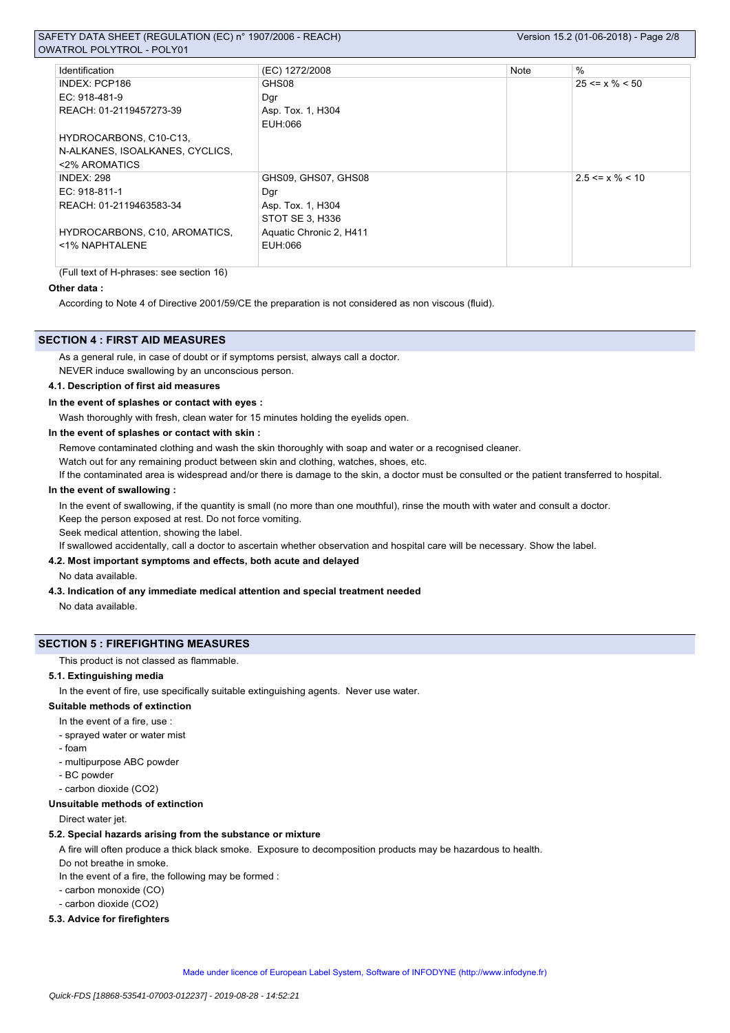| Identification | (EC) 1272/2008 | Note | % |
|---|---|---|---|
| INDEX: PCP186<br>EC: 918-481-9<br>REACH: 01-2119457273-39<br><br>HYDROCARBONS, C10-C13, N-ALKANES, ISOALKANES, CYCLICS, <2% AROMATICS | GHS08<br>Dgr<br>Asp. Tox. 1, H304<br>EUH:066 | | 25 <= x % < 50 |
| INDEX: 298<br>EC: 918-811-1<br>REACH: 01-2119463583-34<br><br>HYDROCARBONS, C10, AROMATICS, <1% NAPHTALENE | GHS09, GHS07, GHS08<br>Dgr<br>Asp. Tox. 1, H304<br>STOT SE 3, H336<br>Aquatic Chronic 2, H411<br>EUH:066 | | 2.5 <= x % < 10 |

(Full text of H-phrases: see section 16)

**Other data :**

According to Note 4 of Directive 2001/59/CE the preparation is not considered as non viscous (fluid).

## SECTION 4 : FIRST AID MEASURES

As a general rule, in case of doubt or if symptoms persist, always call a doctor.
NEVER induce swallowing by an unconscious person.

### 4.1. Description of first aid measures

**In the event of splashes or contact with eyes :**

Wash thoroughly with fresh, clean water for 15 minutes holding the eyelids open.

**In the event of splashes or contact with skin :**

Remove contaminated clothing and wash the skin thoroughly with soap and water or a recognised cleaner.
Watch out for any remaining product between skin and clothing, watches, shoes, etc.
If the contaminated area is widespread and/or there is damage to the skin, a doctor must be consulted or the patient transferred to hospital.

**In the event of swallowing :**

In the event of swallowing, if the quantity is small (no more than one mouthful), rinse the mouth with water and consult a doctor.
Keep the person exposed at rest. Do not force vomiting.
Seek medical attention, showing the label.
If swallowed accidentally, call a doctor to ascertain whether observation and hospital care will be necessary. Show the label.

### 4.2. Most important symptoms and effects, both acute and delayed

No data available.

### 4.3. Indication of any immediate medical attention and special treatment needed

No data available.

## SECTION 5 : FIREFIGHTING MEASURES

This product is not classed as flammable.

### 5.1. Extinguishing media

In the event of fire, use specifically suitable extinguishing agents. Never use water.

**Suitable methods of extinction**

In the event of a fire, use :
- sprayed water or water mist
- foam
- multipurpose ABC powder
- BC powder
- carbon dioxide ($CO_2$)

**Unsuitable methods of extinction**

Direct water jet.

### 5.2. Special hazards arising from the substance or mixture

A fire will often produce a thick black smoke. Exposure to decomposition products may be hazardous to health.
Do not breathe in smoke.
In the event of a fire, the following may be formed :
- carbon monoxide (CO)
- carbon dioxide ($CO_2$)

### 5.3. Advice for firefighters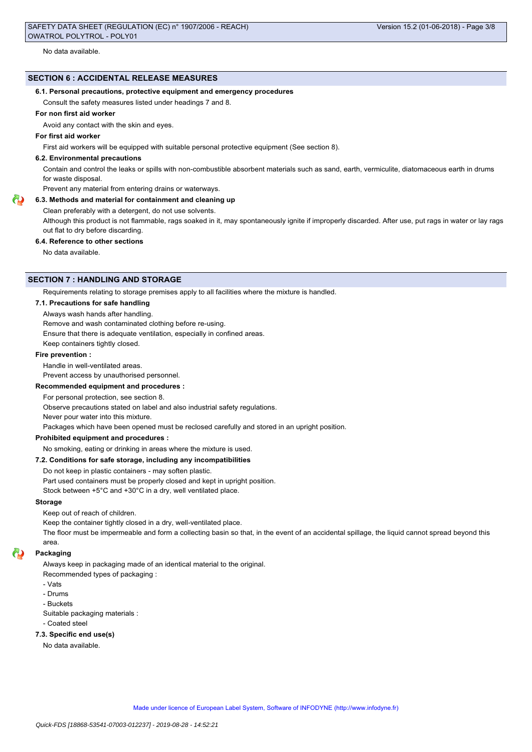No data available.

## SECTION 6 : ACCIDENTAL RELEASE MEASURES

### 6.1. Personal precautions, protective equipment and emergency procedures

Consult the safety measures listed under headings 7 and 8.

**For non first aid worker**

Avoid any contact with the skin and eyes.

**For first aid worker**

First aid workers will be equipped with suitable personal protective equipment (See section 8).

### 6.2. Environmental precautions

Contain and control the leaks or spills with non-combustible absorbent materials such as sand, earth, vermiculite, diatomaceous earth in drums for waste disposal.

Prevent any material from entering drains or waterways.

### 6.3. Methods and material for containment and cleaning up

Clean preferably with a detergent, do not use solvents.

Although this product is not flammable, rags soaked in it, may spontaneously ignite if improperly discarded. After use, put rags in water or lay rags out flat to dry before discarding.

### 6.4. Reference to other sections

No data available.

## SECTION 7 : HANDLING AND STORAGE

Requirements relating to storage premises apply to all facilities where the mixture is handled.

### 7.1. Precautions for safe handling

Always wash hands after handling.

Remove and wash contaminated clothing before re-using.

Ensure that there is adequate ventilation, especially in confined areas.

Keep containers tightly closed.

**Fire prevention :**

Handle in well-ventilated areas.

Prevent access by unauthorised personnel.

**Recommended equipment and procedures :**

For personal protection, see section 8.

Observe precautions stated on label and also industrial safety regulations.

Never pour water into this mixture.

Packages which have been opened must be reclosed carefully and stored in an upright position.

**Prohibited equipment and procedures :**

No smoking, eating or drinking in areas where the mixture is used.

### 7.2. Conditions for safe storage, including any incompatibilities

Do not keep in plastic containers - may soften plastic.

Part used containers must be properly closed and kept in upright position.

Stock between +5°C and +30°C in a dry, well ventilated place.

**Storage**

Keep out of reach of children.

Keep the container tightly closed in a dry, well-ventilated place.

The floor must be impermeable and form a collecting basin so that, in the event of an accidental spillage, the liquid cannot spread beyond this area.

**Packaging**

Always keep in packaging made of an identical material to the original.

Recommended types of packaging :

- Vats
- Drums
- Buckets

Suitable packaging materials :

- Coated steel

### 7.3. Specific end use(s)

No data available.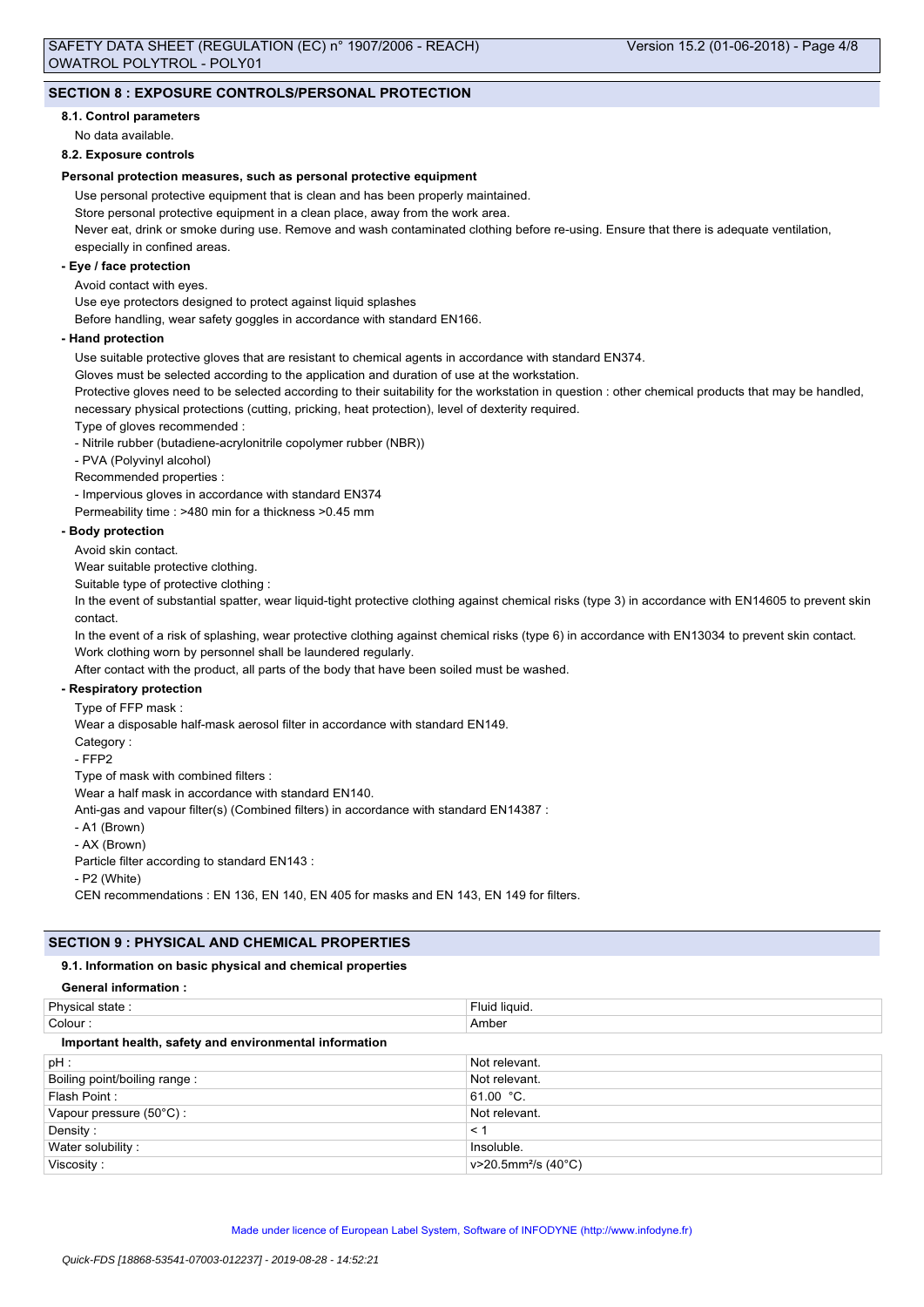## SECTION 8 : EXPOSURE CONTROLS/PERSONAL PROTECTION

### 8.1. Control parameters

No data available.

### 8.2. Exposure controls

**Personal protection measures, such as personal protective equipment**

Use personal protective equipment that is clean and has been properly maintained.

Store personal protective equipment in a clean place, away from the work area.

Never eat, drink or smoke during use. Remove and wash contaminated clothing before re-using. Ensure that there is adequate ventilation, especially in confined areas.

**- Eye / face protection**

Avoid contact with eyes.

Use eye protectors designed to protect against liquid splashes

Before handling, wear safety goggles in accordance with standard EN166.

**- Hand protection**

Use suitable protective gloves that are resistant to chemical agents in accordance with standard EN374.

Gloves must be selected according to the application and duration of use at the workstation.

Protective gloves need to be selected according to their suitability for the workstation in question : other chemical products that may be handled, necessary physical protections (cutting, pricking, heat protection), level of dexterity required.

Type of gloves recommended :

- Nitrile rubber (butadiene-acrylonitrile copolymer rubber (NBR))
- PVA (Polyvinyl alcohol)

Recommended properties :

- Impervious gloves in accordance with standard EN374

Permeability time : >480 min for a thickness >0.45 mm

**- Body protection**

Avoid skin contact.

Wear suitable protective clothing.

Suitable type of protective clothing :

In the event of substantial spatter, wear liquid-tight protective clothing against chemical risks (type 3) in accordance with EN14605 to prevent skin contact.

In the event of a risk of splashing, wear protective clothing against chemical risks (type 6) in accordance with EN13034 to prevent skin contact.

Work clothing worn by personnel shall be laundered regularly.

After contact with the product, all parts of the body that have been soiled must be washed.

**- Respiratory protection**

Type of FFP mask :

Wear a disposable half-mask aerosol filter in accordance with standard EN149.

Category :

- FFP2

Type of mask with combined filters :

Wear a half mask in accordance with standard EN140.

Anti-gas and vapour filter(s) (Combined filters) in accordance with standard EN14387 :

- A1 (Brown)
- AX (Brown)

Particle filter according to standard EN143 :

- P2 (White)

CEN recommendations : EN 136, EN 140, EN 405 for masks and EN 143, EN 149 for filters.

## SECTION 9 : PHYSICAL AND CHEMICAL PROPERTIES

### 9.1. Information on basic physical and chemical properties

**General information :**

| Physical state : | Fluid liquid. |
|---|---|
| Colour : | Amber |

**Important health, safety and environmental information**

| pH : | Not relevant. |
|---|---|
| Boiling point/boiling range : | Not relevant. |
| Flash Point : | 61.00 °C. |
| Vapour pressure (50°C) : | Not relevant. |
| Density : | < 1 |
| Water solubility : | Insoluble. |
| Viscosity : | v>20.5mm²/s (40°C) |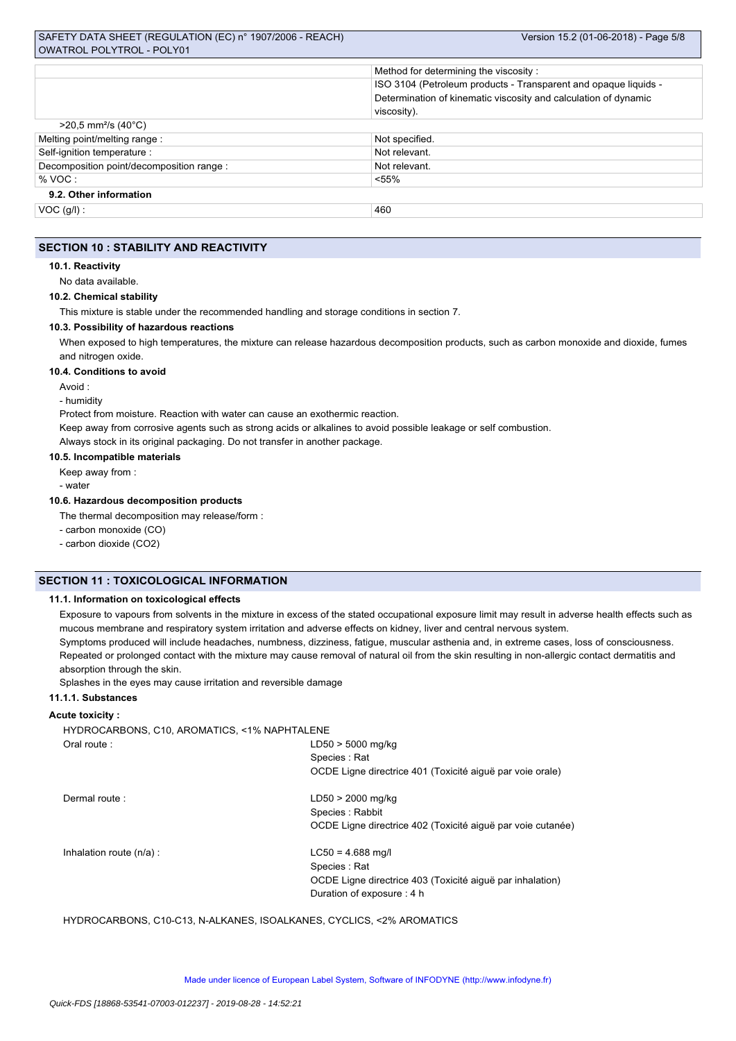| | |
|---|---|
| | Method for determining the viscosity :<br>ISO 3104 (Petroleum products - Transparent and opaque liquids - Determination of kinematic viscosity and calculation of dynamic viscosity). |
| >20,5 mm²/s (40°C) | |
| Melting point/melting range : | Not specified. |
| Self-ignition temperature : | Not relevant. |
| Decomposition point/decomposition range : | Not relevant. |
| % VOC : | <55% |

**9.2. Other information**

| | |
|---|---|
| VOC (g/l) : | 460 |

## SECTION 10 : STABILITY AND REACTIVITY

**10.1. Reactivity**

No data available.

**10.2. Chemical stability**

This mixture is stable under the recommended handling and storage conditions in section 7.

**10.3. Possibility of hazardous reactions**

When exposed to high temperatures, the mixture can release hazardous decomposition products, such as carbon monoxide and dioxide, fumes and nitrogen oxide.

**10.4. Conditions to avoid**

Avoid :

- humidity

Protect from moisture. Reaction with water can cause an exothermic reaction.

Keep away from corrosive agents such as strong acids or alkalines to avoid possible leakage or self combustion.

Always stock in its original packaging. Do not transfer in another package.

**10.5. Incompatible materials**

Keep away from :

- water

**10.6. Hazardous decomposition products**

The thermal decomposition may release/form :

- carbon monoxide (CO)
- carbon dioxide (CO2)

## SECTION 11 : TOXICOLOGICAL INFORMATION

**11.1. Information on toxicological effects**

Exposure to vapours from solvents in the mixture in excess of the stated occupational exposure limit may result in adverse health effects such as mucous membrane and respiratory system irritation and adverse effects on kidney, liver and central nervous system.

Symptoms produced will include headaches, numbness, dizziness, fatigue, muscular asthenia and, in extreme cases, loss of consciousness.

Repeated or prolonged contact with the mixture may cause removal of natural oil from the skin resulting in non-allergic contact dermatitis and absorption through the skin.

Splashes in the eyes may cause irritation and reversible damage

**11.1.1. Substances**

**Acute toxicity :**

HYDROCARBONS, C10, AROMATICS, <1% NAPHTALENE

| | |
|---|---|
| Oral route : | LD50 > 5000 mg/kg<br>Species : Rat<br>OCDE Ligne directrice 401 (Toxicité aiguë par voie orale) |
| Dermal route : | LD50 > 2000 mg/kg<br>Species : Rabbit<br>OCDE Ligne directrice 402 (Toxicité aiguë par voie cutanée) |
| Inhalation route (n/a) : | LC50 = 4.688 mg/l<br>Species : Rat<br>OCDE Ligne directrice 403 (Toxicité aiguë par inhalation)<br>Duration of exposure : 4 h |

HYDROCARBONS, C10-C13, N-ALKANES, ISOALKANES, CYCLICS, <2% AROMATICS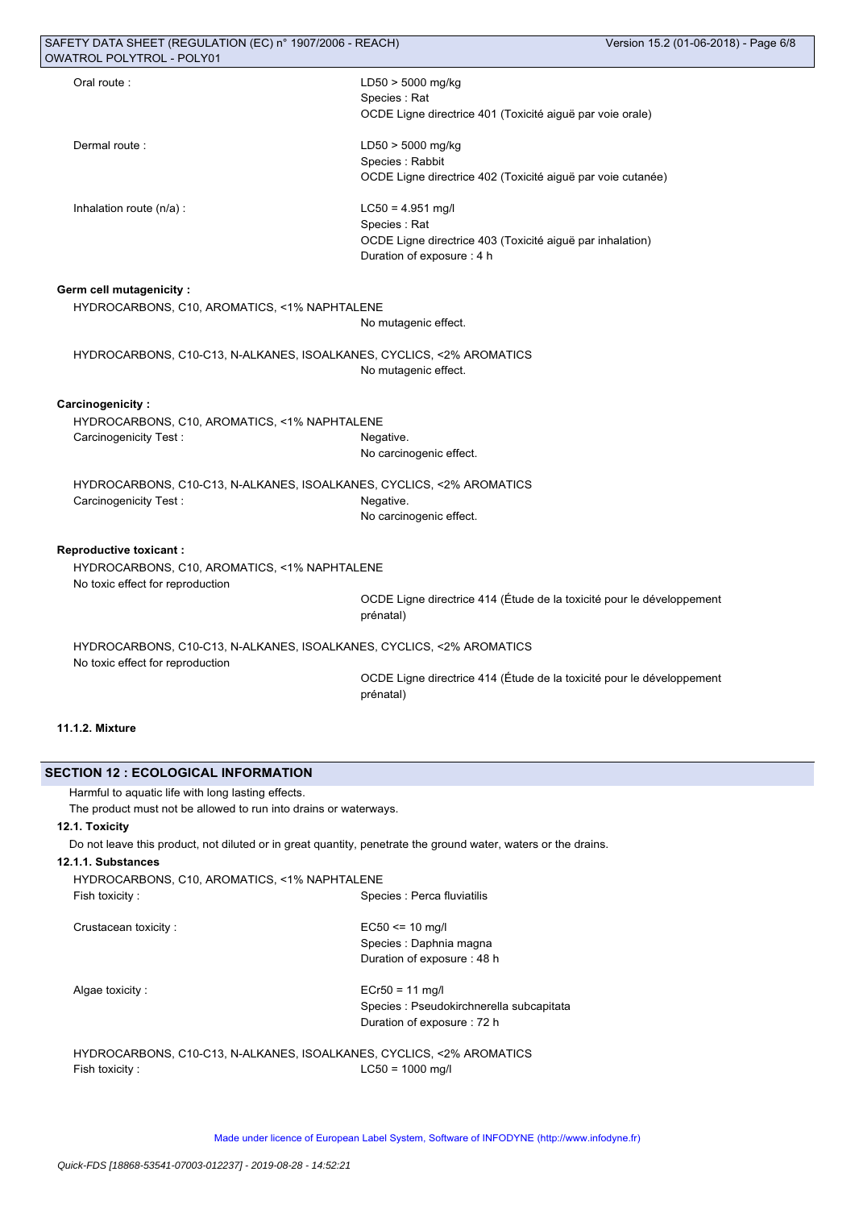Oral route : LD50 > 5000 mg/kg
Species : Rat
OCDE Ligne directrice 401 (Toxicité aiguë par voie orale)

Dermal route : LD50 > 5000 mg/kg
Species : Rabbit
OCDE Ligne directrice 402 (Toxicité aiguë par voie cutanée)

Inhalation route (n/a) : LC50 = 4.951 mg/l
Species : Rat
OCDE Ligne directrice 403 (Toxicité aiguë par inhalation)
Duration of exposure : 4 h

**Germ cell mutagenicity :**

HYDROCARBONS, C10, AROMATICS, <1% NAPHTALENE
No mutagenic effect.

HYDROCARBONS, C10-C13, N-ALKANES, ISOALKANES, CYCLICS, <2% AROMATICS
No mutagenic effect.

**Carcinogenicity :**

HYDROCARBONS, C10, AROMATICS, <1% NAPHTALENE
Carcinogenicity Test : Negative.
No carcinogenic effect.

HYDROCARBONS, C10-C13, N-ALKANES, ISOALKANES, CYCLICS, <2% AROMATICS
Carcinogenicity Test : Negative.
No carcinogenic effect.

**Reproductive toxicant :**

HYDROCARBONS, C10, AROMATICS, <1% NAPHTALENE
No toxic effect for reproduction
OCDE Ligne directrice 414 (Étude de la toxicité pour le développement prénatal)

HYDROCARBONS, C10-C13, N-ALKANES, ISOALKANES, CYCLICS, <2% AROMATICS
No toxic effect for reproduction
OCDE Ligne directrice 414 (Étude de la toxicité pour le développement prénatal)

**11.1.2. Mixture**

## SECTION 12 : ECOLOGICAL INFORMATION

Harmful to aquatic life with long lasting effects.
The product must not be allowed to run into drains or waterways.

**12.1. Toxicity**

Do not leave this product, not diluted or in great quantity, penetrate the ground water, waters or the drains.

**12.1.1. Substances**

HYDROCARBONS, C10, AROMATICS, <1% NAPHTALENE
Fish toxicity : Species : Perca fluviatilis

Crustacean toxicity : EC50 <= 10 mg/l
Species : Daphnia magna
Duration of exposure : 48 h

Algae toxicity : ECr50 = 11 mg/l
Species : Pseudokirchnerella subcapitata
Duration of exposure : 72 h

HYDROCARBONS, C10-C13, N-ALKANES, ISOALKANES, CYCLICS, <2% AROMATICS
Fish toxicity : LC50 = 1000 mg/l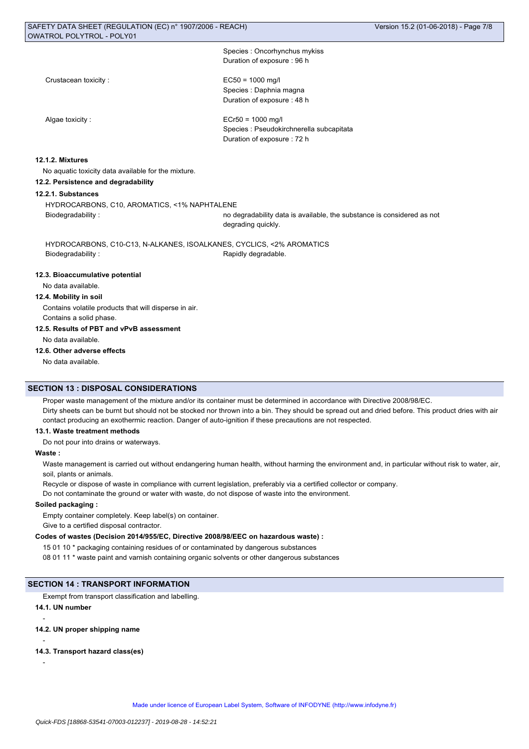Species : Oncorhynchus mykiss
Duration of exposure : 96 h

| | |
|---|---|
| Crustacean toxicity : | EC50 = 1000 mg/l<br>Species : Daphnia magna<br>Duration of exposure : 48 h |
| Algae toxicity : | ECr50 = 1000 mg/l<br>Species : Pseudokirchnerella subcapitata<br>Duration of exposure : 72 h |

#### 12.1.2. Mixtures

No aquatic toxicity data available for the mixture.

### 12.2. Persistence and degradability

#### 12.2.1. Substances

HYDROCARBONS, C10, AROMATICS, <1% NAPHTALENE

| | |
|---|---|
| Biodegradability : | no degradability data is available, the substance is considered as not degrading quickly. |

HYDROCARBONS, C10-C13, N-ALKANES, ISOALKANES, CYCLICS, <2% AROMATICS

| | |
|---|---|
| Biodegradability : | Rapidly degradable. |

### 12.3. Bioaccumulative potential

No data available.

### 12.4. Mobility in soil

Contains volatile products that will disperse in air.
Contains a solid phase.

### 12.5. Results of PBT and vPvB assessment

No data available.

### 12.6. Other adverse effects

No data available.

## SECTION 13 : DISPOSAL CONSIDERATIONS

Proper waste management of the mixture and/or its container must be determined in accordance with Directive 2008/98/EC.
Dirty sheets can be burnt but should not be stocked nor thrown into a bin. They should be spread out and dried before. This product dries with air contact producing an exothermic reaction. Danger of auto-ignition if these precautions are not respected.

### 13.1. Waste treatment methods

Do not pour into drains or waterways.

**Waste :**

Waste management is carried out without endangering human health, without harming the environment and, in particular without risk to water, air, soil, plants or animals.
Recycle or dispose of waste in compliance with current legislation, preferably via a certified collector or company.
Do not contaminate the ground or water with waste, do not dispose of waste into the environment.

**Soiled packaging :**

Empty container completely. Keep label(s) on container.
Give to a certified disposal contractor.

**Codes of wastes (Decision 2014/955/EC, Directive 2008/98/EEC on hazardous waste) :**

15 01 10 * packaging containing residues of or contaminated by dangerous substances
08 01 11 * waste paint and varnish containing organic solvents or other dangerous substances

## SECTION 14 : TRANSPORT INFORMATION

Exempt from transport classification and labelling.

### 14.1. UN number

-

### 14.2. UN proper shipping name

-

### 14.3. Transport hazard class(es)

-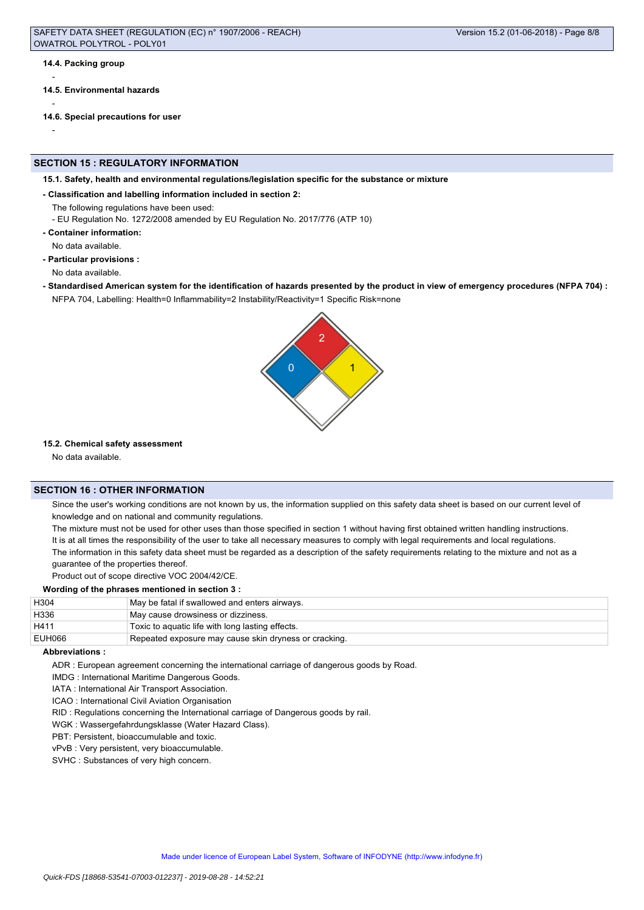**14.4. Packing group**

-

**14.5. Environmental hazards**

-

**14.6. Special precautions for user**

-

## SECTION 15 : REGULATORY INFORMATION

**15.1. Safety, health and environmental regulations/legislation specific for the substance or mixture**

**- Classification and labelling information included in section 2:**

The following regulations have been used:

- EU Regulation No. 1272/2008 amended by EU Regulation No. 2017/776 (ATP 10)

**- Container information:**

No data available.

**- Particular provisions :**

No data available.

**- Standardised American system for the identification of hazards presented by the product in view of emergency procedures (NFPA 704) :**

NFPA 704, Labelling: Health=0 Inflammability=2 Instability/Reactivity=1 Specific Risk=none

2

0

1

**15.2. Chemical safety assessment**

No data available.

## SECTION 16 : OTHER INFORMATION

Since the user's working conditions are not known by us, the information supplied on this safety data sheet is based on our current level of knowledge and on national and community regulations.

The mixture must not be used for other uses than those specified in section 1 without having first obtained written handling instructions.

It is at all times the responsibility of the user to take all necessary measures to comply with legal requirements and local regulations.

The information in this safety data sheet must be regarded as a description of the safety requirements relating to the mixture and not as a guarantee of the properties thereof.

Product out of scope directive VOC 2004/42/CE.

**Wording of the phrases mentioned in section 3 :**

| | |
|---|---|
| H304 | May be fatal if swallowed and enters airways. |
| H336 | May cause drowsiness or dizziness. |
| H411 | Toxic to aquatic life with long lasting effects. |
| EUH066 | Repeated exposure may cause skin dryness or cracking. |

**Abbreviations :**

ADR : European agreement concerning the international carriage of dangerous goods by Road.

IMDG : International Maritime Dangerous Goods.

IATA : International Air Transport Association.

ICAO : International Civil Aviation Organisation

RID : Regulations concerning the International carriage of Dangerous goods by rail.

WGK : Wassergefahrdungsklasse (Water Hazard Class).

PBT: Persistent, bioaccumulable and toxic.

vPvB : Very persistent, very bioaccumulable.

SVHC : Substances of very high concern.